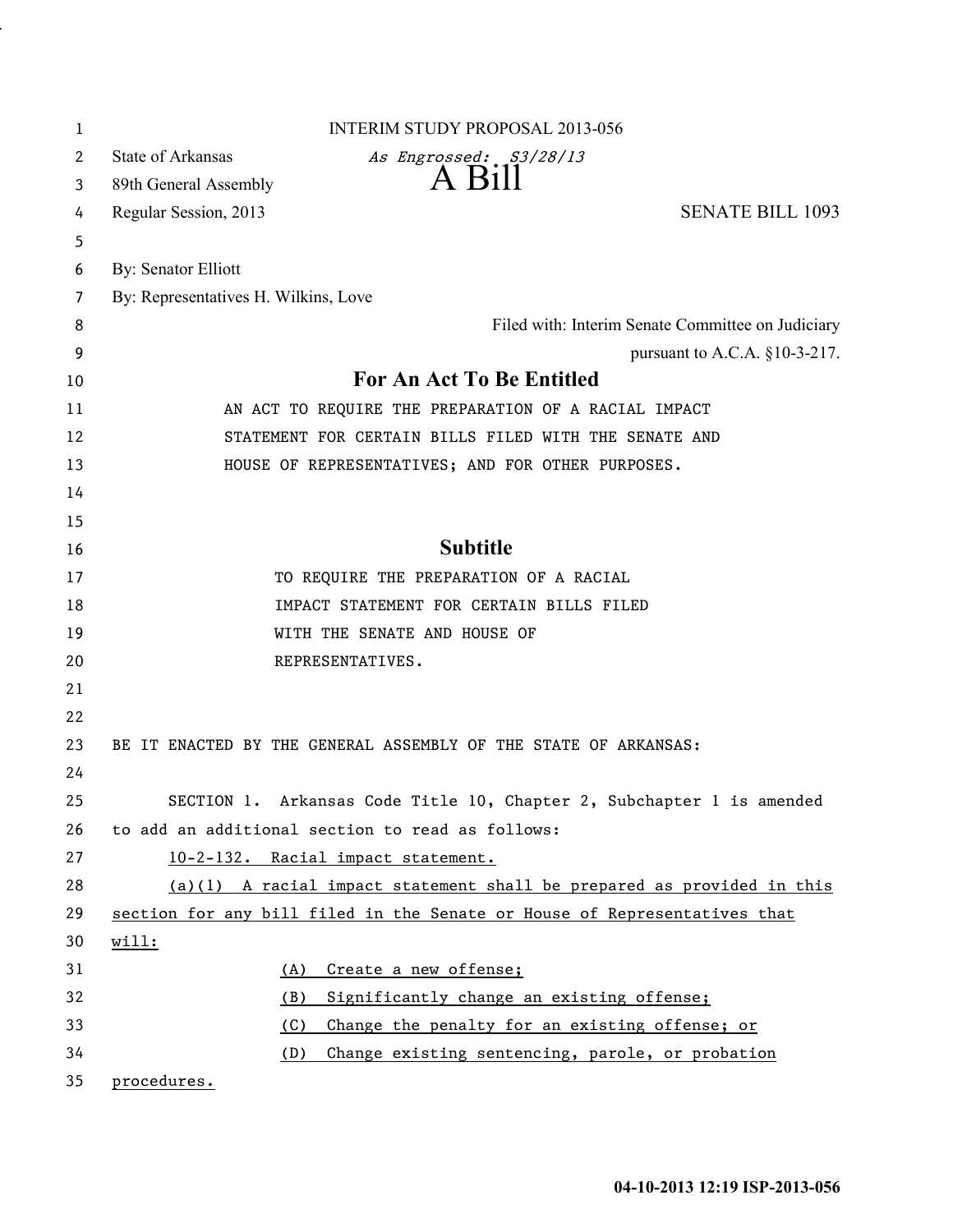INTERIM STUDY PROPOSAL 2013-056

State of Arkansas
*As Engrossed: S3/28/13*
89th General Assembly
# A Bill
Regular Session, 2013 SENATE BILL 1093

By: Senator Elliott
By: Representatives H. Wilkins, Love

Filed with: Interim Senate Committee on Judiciary
pursuant to A.C.A. §10-3-217.

## For An Act To Be Entitled

AN ACT TO REQUIRE THE PREPARATION OF A RACIAL IMPACT STATEMENT FOR CERTAIN BILLS FILED WITH THE SENATE AND HOUSE OF REPRESENTATIVES; AND FOR OTHER PURPOSES.

## Subtitle

TO REQUIRE THE PREPARATION OF A RACIAL IMPACT STATEMENT FOR CERTAIN BILLS FILED WITH THE SENATE AND HOUSE OF REPRESENTATIVES.

BE IT ENACTED BY THE GENERAL ASSEMBLY OF THE STATE OF ARKANSAS:

SECTION 1. Arkansas Code Title 10, Chapter 2, Subchapter 1 is amended to add an additional section to read as follows:

10-2-132. Racial impact statement.

(a)(1) A racial impact statement shall be prepared as provided in this section for any bill filed in the Senate or House of Representatives that will:

(A) Create a new offense;

(B) Significantly change an existing offense;

(C) Change the penalty for an existing offense; or

(D) Change existing sentencing, parole, or probation procedures.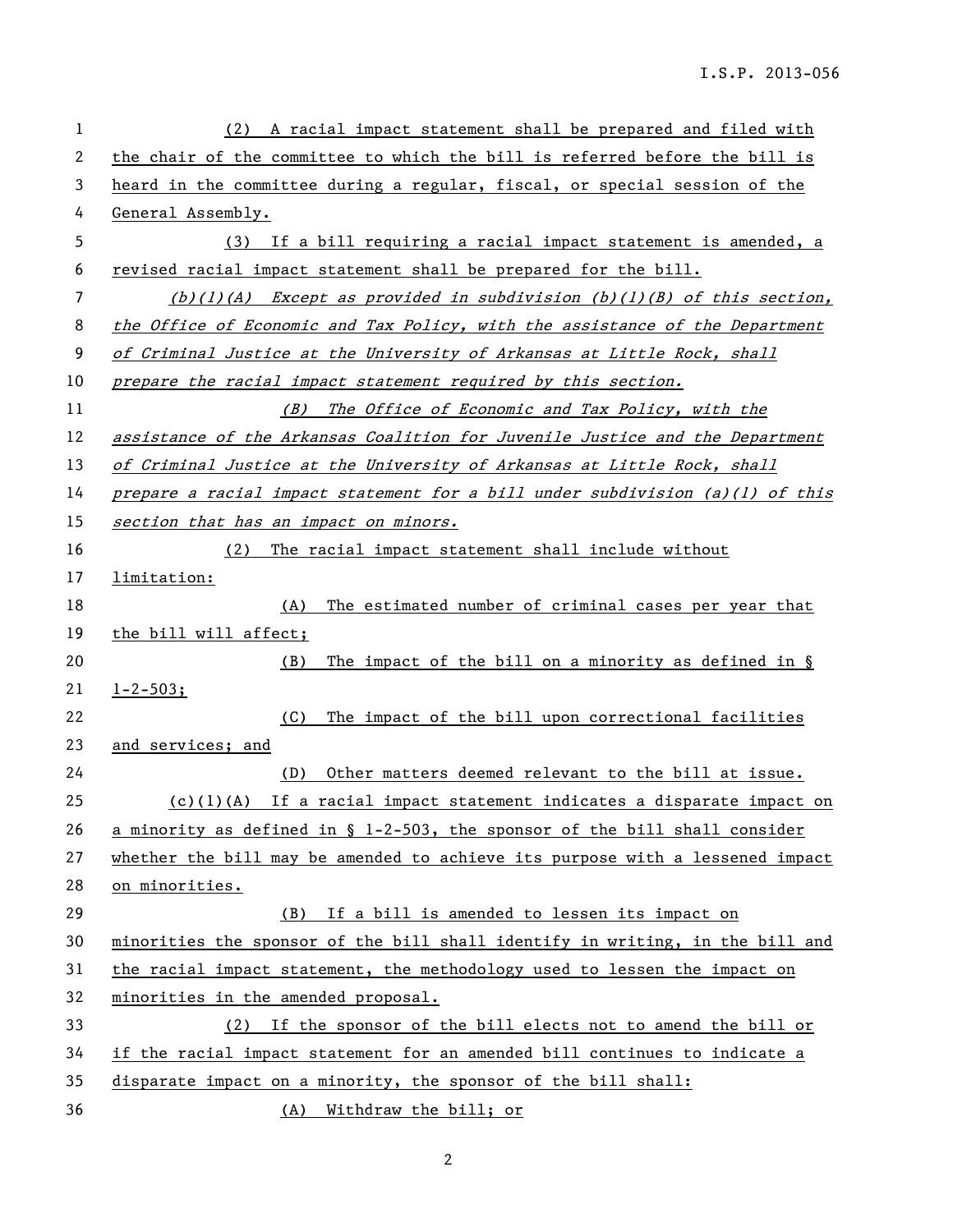(2) A racial impact statement shall be prepared and filed with the chair of the committee to which the bill is referred before the bill is heard in the committee during a regular, fiscal, or special session of the General Assembly.

(3) If a bill requiring a racial impact statement is amended, a revised racial impact statement shall be prepared for the bill.

*(b)(1)(A) Except as provided in subdivision (b)(1)(B) of this section, the Office of Economic and Tax Policy, with the assistance of the Department of Criminal Justice at the University of Arkansas at Little Rock, shall prepare the racial impact statement required by this section.*

*(B) The Office of Economic and Tax Policy, with the assistance of the Arkansas Coalition for Juvenile Justice and the Department of Criminal Justice at the University of Arkansas at Little Rock, shall prepare a racial impact statement for a bill under subdivision (a)(1) of this section that has an impact on minors.*

(2) The racial impact statement shall include without limitation:

(A) The estimated number of criminal cases per year that the bill will affect;

(B) The impact of the bill on a minority as defined in § 1-2-503;

(C) The impact of the bill upon correctional facilities and services; and

(D) Other matters deemed relevant to the bill at issue.

(c)(1)(A) If a racial impact statement indicates a disparate impact on a minority as defined in § 1-2-503, the sponsor of the bill shall consider whether the bill may be amended to achieve its purpose with a lessened impact on minorities.

(B) If a bill is amended to lessen its impact on minorities the sponsor of the bill shall identify in writing, in the bill and the racial impact statement, the methodology used to lessen the impact on minorities in the amended proposal.

(2) If the sponsor of the bill elects not to amend the bill or if the racial impact statement for an amended bill continues to indicate a disparate impact on a minority, the sponsor of the bill shall:

(A) Withdraw the bill; or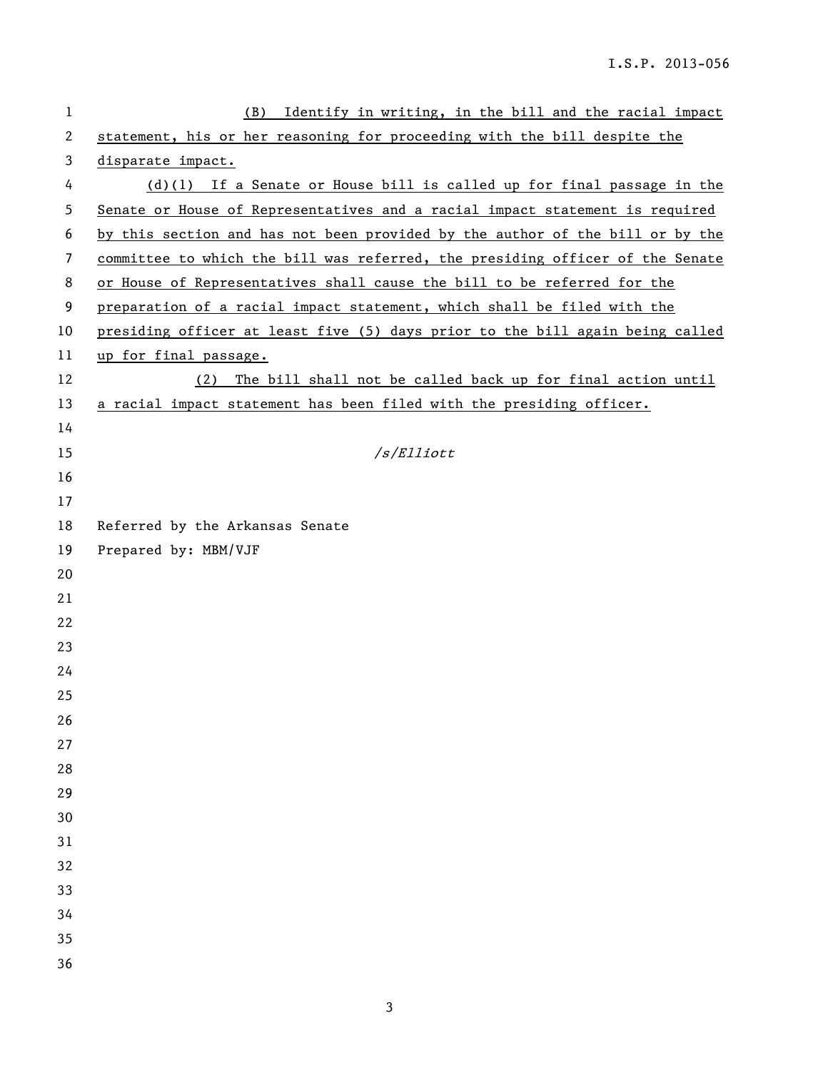(B) Identify in writing, in the bill and the racial impact statement, his or her reasoning for proceeding with the bill despite the disparate impact.

(d)(1) If a Senate or House bill is called up for final passage in the Senate or House of Representatives and a racial impact statement is required by this section and has not been provided by the author of the bill or by the committee to which the bill was referred, the presiding officer of the Senate or House of Representatives shall cause the bill to be referred for the preparation of a racial impact statement, which shall be filed with the presiding officer at least five (5) days prior to the bill again being called up for final passage.

(2) The bill shall not be called back up for final action until a racial impact statement has been filed with the presiding officer.

*/s/Elliott*

Referred by the Arkansas Senate
Prepared by: MBM/VJF